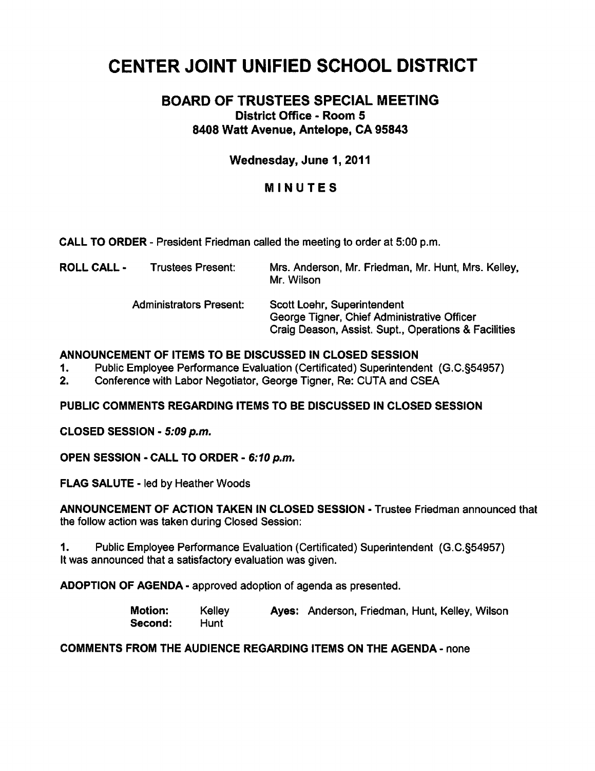# CENTER JOINT UNIFIED SCHOOL DISTRICT

## BOARD OF TRUSTEES SPECIAL MEETING

**District Office - Room 5**
**8408 Watt Avenue, Antelope, CA 95843**

**Wednesday, June 1, 2011**

**MINUTES**

**CALL TO ORDER** - President Friedman called the meeting to order at 5:00 p.m.

| | | |
|---|---|---|
| **ROLL CALL -** | Trustees Present: | Mrs. Anderson, Mr. Friedman, Mr. Hunt, Mrs. Kelley, Mr. Wilson |
| | Administrators Present: | Scott Loehr, Superintendent<br>George Tigner, Chief Administrative Officer<br>Craig Deason, Assist. Supt., Operations & Facilities |

**ANNOUNCEMENT OF ITEMS TO BE DISCUSSED IN CLOSED SESSION**

1. Public Employee Performance Evaluation (Certificated) Superintendent (G.C.§54957)
2. Conference with Labor Negotiator, George Tigner, Re: CUTA and CSEA

**PUBLIC COMMENTS REGARDING ITEMS TO BE DISCUSSED IN CLOSED SESSION**

**CLOSED SESSION -** ***5:09 p.m.***

**OPEN SESSION - CALL TO ORDER -** ***6:10 p.m.***

**FLAG SALUTE** - led by Heather Woods

**ANNOUNCEMENT OF ACTION TAKEN IN CLOSED SESSION** - Trustee Friedman announced that the follow action was taken during Closed Session:

1. Public Employee Performance Evaluation (Certificated) Superintendent (G.C.§54957)
It was announced that a satisfactory evaluation was given.

**ADOPTION OF AGENDA** - approved adoption of agenda as presented.

| | | | |
|---|---|---|---|
| **Motion:** | Kelley | **Ayes:** | Anderson, Friedman, Hunt, Kelley, Wilson |
| **Second:** | Hunt | | |

**COMMENTS FROM THE AUDIENCE REGARDING ITEMS ON THE AGENDA** - none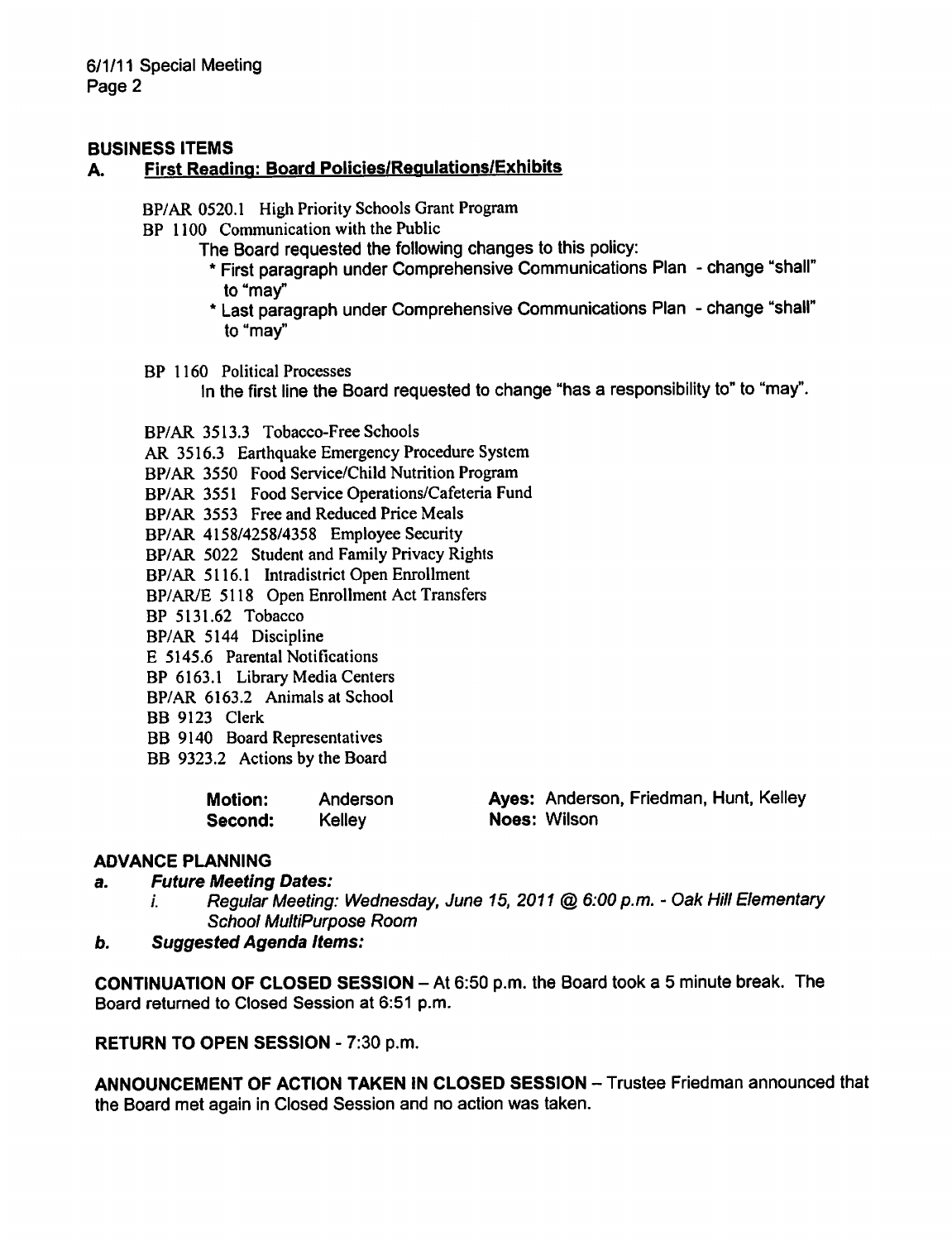## BUSINESS ITEMS

### A. First Reading: Board Policies/Regulations/Exhibits

BP/AR 0520.1 High Priority Schools Grant Program

BP 1100 Communication with the Public

The Board requested the following changes to this policy:

- First paragraph under Comprehensive Communications Plan - change "shall" to "may"
- Last paragraph under Comprehensive Communications Plan - change "shall" to "may"

BP 1160 Political Processes

In the first line the Board requested to change "has a responsibility to" to "may".

BP/AR 3513.3 Tobacco-Free Schools
AR 3516.3 Earthquake Emergency Procedure System
BP/AR 3550 Food Service/Child Nutrition Program
BP/AR 3551 Food Service Operations/Cafeteria Fund
BP/AR 3553 Free and Reduced Price Meals
BP/AR 4158/4258/4358 Employee Security
BP/AR 5022 Student and Family Privacy Rights
BP/AR 5116.1 Intradistrict Open Enrollment
BP/AR/E 5118 Open Enrollment Act Transfers
BP 5131.62 Tobacco
BP/AR 5144 Discipline
E 5145.6 Parental Notifications
BP 6163.1 Library Media Centers
BP/AR 6163.2 Animals at School
BB 9123 Clerk
BB 9140 Board Representatives
BB 9323.2 Actions by the Board

| | | | |
|---|---|---|---|
| **Motion:** | Anderson | **Ayes:** | Anderson, Friedman, Hunt, Kelley |
| **Second:** | Kelley | **Noes:** | Wilson |

## ADVANCE PLANNING

**a. *Future Meeting Dates:***

*i. Regular Meeting: Wednesday, June 15, 2011 @ 6:00 p.m. - Oak Hill Elementary School MultiPurpose Room*

**b. *Suggested Agenda Items:***

**CONTINUATION OF CLOSED SESSION** – At 6:50 p.m. the Board took a 5 minute break. The Board returned to Closed Session at 6:51 p.m.

**RETURN TO OPEN SESSION** - 7:30 p.m.

**ANNOUNCEMENT OF ACTION TAKEN IN CLOSED SESSION** – Trustee Friedman announced that the Board met again in Closed Session and no action was taken.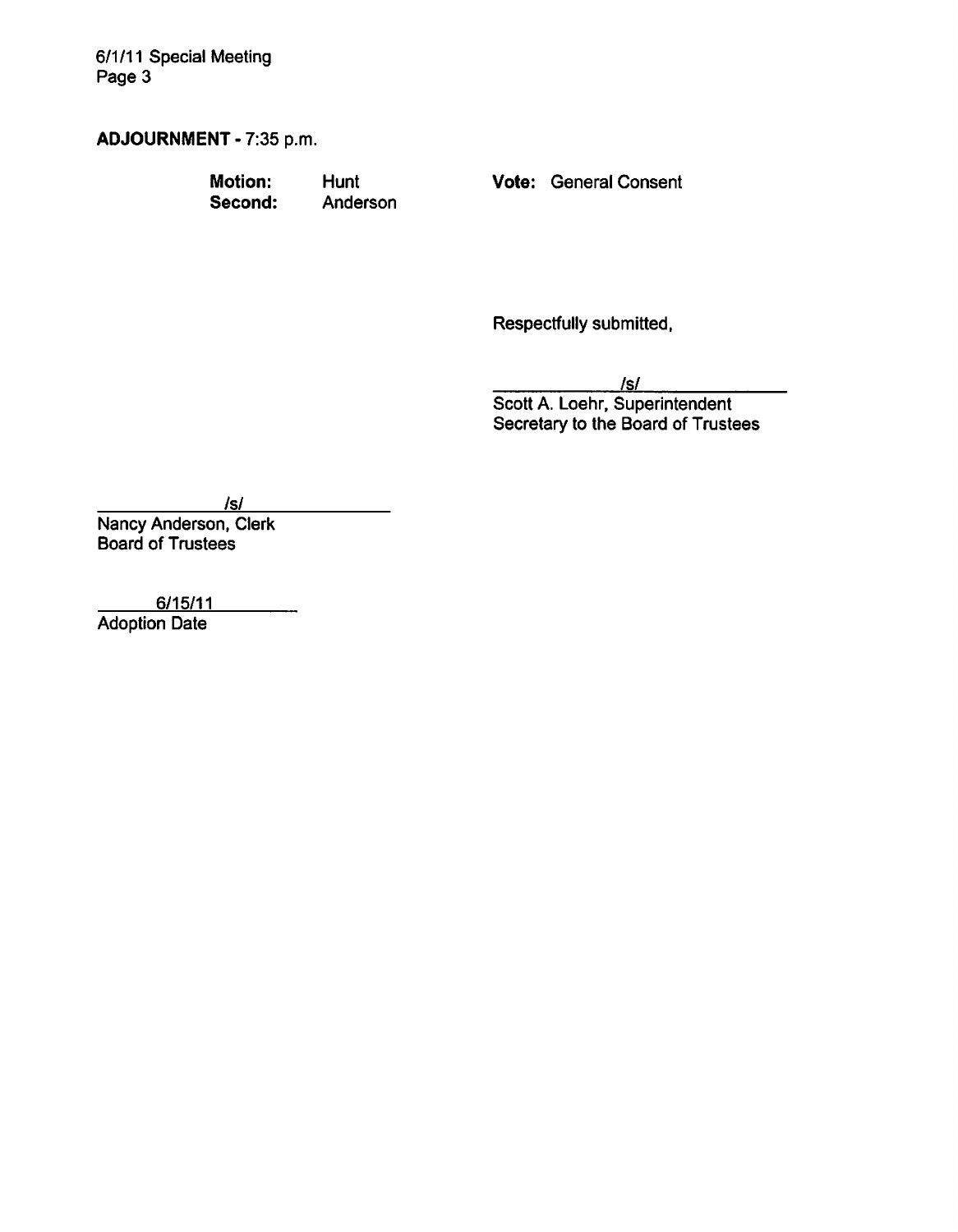**ADJOURNMENT** - 7:35 p.m.

**Motion:** Hunt
**Second:** Anderson

**Vote:** General Consent

Respectfully submitted,

/s/
Scott A. Loehr, Superintendent
Secretary to the Board of Trustees

/s/
Nancy Anderson, Clerk
Board of Trustees

6/15/11
Adoption Date